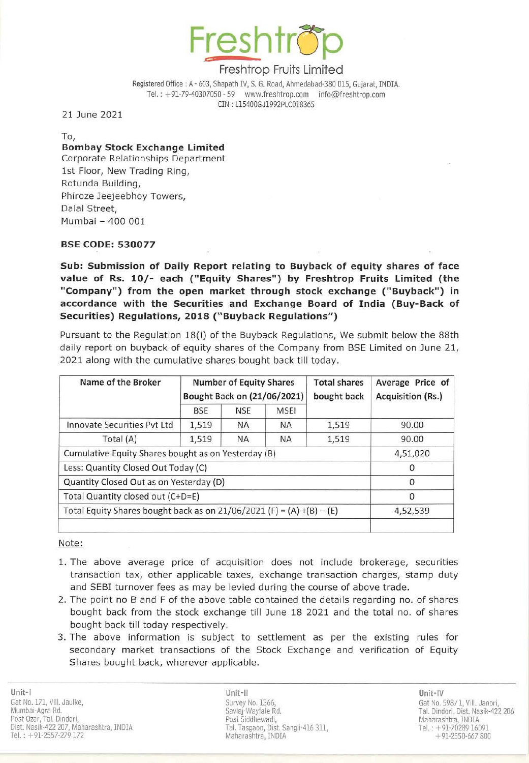# Freshtrop

## Freshtrop Fruits Limited

Registered Office : A - 603, Shapath IV, S. G. Road, Ahmedabad-380 015, Gujarat, INDIA.
Tel. : +91-79-40307050 - 59 www.freshtrop.com info@freshtrop.com
CIN : L15400GJ1992PLC018365

21 June 2021

To,
**Bombay Stock Exchange Limited**
Corporate Relationships Department
1st Floor, New Trading Ring,
Rotunda Building,
Phiroze Jeejeebhoy Towers,
Dalal Street,
Mumbai – 400 001

**BSE CODE: 530077**

**Sub: Submission of Daily Report relating to Buyback of equity shares of face value of Rs. 10/- each ("Equity Shares") by Freshtrop Fruits Limited (the "Company") from the open market through stock exchange ("Buyback") in accordance with the Securities and Exchange Board of India (Buy-Back of Securities) Regulations, 2018 ("Buyback Regulations")**

Pursuant to the Regulation 18(i) of the Buyback Regulations, We submit below the 88th daily report on buyback of equity shares of the Company from BSE Limited on June 21, 2021 along with the cumulative shares bought back till today.

| Name of the Broker | Number of Equity Shares Bought Back on (21/06/2021) | | | Total shares bought back | Average Price of Acquisition (Rs.) |
|---|---|---|---|---|---|
| | BSE | NSE | MSEI | | |
| Innovate Securities Pvt Ltd | 1,519 | NA | NA | 1,519 | 90.00 |
| Total (A) | 1,519 | NA | NA | 1,519 | 90.00 |
| Cumulative Equity Shares bought as on Yesterday (B) | | | | | 4,51,020 |
| Less: Quantity Closed Out Today (C) | | | | | 0 |
| Quantity Closed Out as on Yesterday (D) | | | | | 0 |
| Total Quantity closed out (C+D=E) | | | | | 0 |
| Total Equity Shares bought back as on 21/06/2021 (F) = (A) +(B) – (E) | | | | | 4,52,539 |
| | | | | | |

Note:

1. The above average price of acquisition does not include brokerage, securities transaction tax, other applicable taxes, exchange transaction charges, stamp duty and SEBI turnover fees as may be levied during the course of above trade.
2. The point no B and F of the above table contained the details regarding no. of shares bought back from the stock exchange till June 18 2021 and the total no. of shares bought back till today respectively.
3. The above information is subject to settlement as per the existing rules for secondary market transactions of the Stock Exchange and verification of Equity Shares bought back, wherever applicable.

**Unit-I**
Gat No. 171, Vill. Jaulke,
Mumbai-Agra Rd.
Post Ozar, Tal. Dindori,
Dist. Nasik-422 207, Maharashtra, INDIA
Tel. : +91-2557-279 172

**Unit-II**
Survey No. 1366,
Savlaj-Wayfale Rd.
Post Siddhewadi,
Tal. Tasgaon, Dist. Sangli-416 311,
Maharashtra, INDIA

**Unit-IV**
Gat No. 598/1, Vill. Janori,
Tal. Dindori, Dist. Nasik-422 206
Maharashtra, INDIA
Tel. : +91-70289 16091
+91-2550-667 800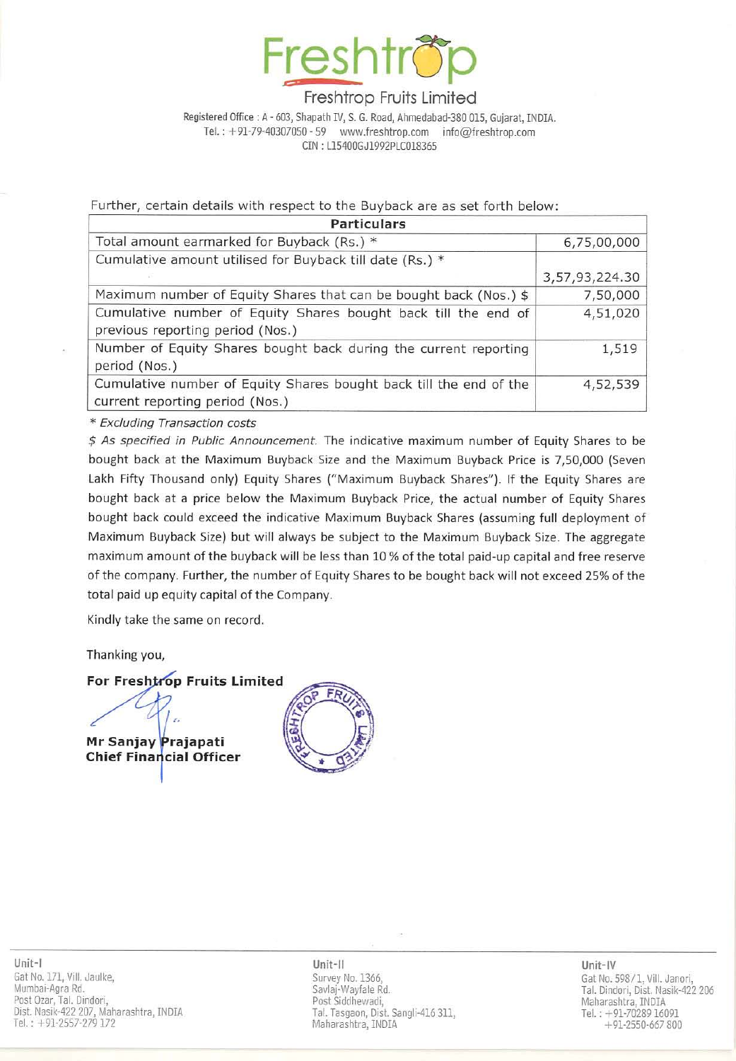Further, certain details with respect to the Buyback are as set forth below:

| Particulars | |
|---|---|
| Total amount earmarked for Buyback (Rs.) * | 6,75,00,000 |
| Cumulative amount utilised for Buyback till date (Rs.) * | 3,57,93,224.30 |
| Maximum number of Equity Shares that can be bought back (Nos.) $ | 7,50,000 |
| Cumulative number of Equity Shares bought back till the end of previous reporting period (Nos.) | 4,51,020 |
| Number of Equity Shares bought back during the current reporting period (Nos.) | 1,519 |
| Cumulative number of Equity Shares bought back till the end of the current reporting period (Nos.) | 4,52,539 |

*\* Excluding Transaction costs*

*$ As specified in Public Announcement.* The indicative maximum number of Equity Shares to be bought back at the Maximum Buyback Size and the Maximum Buyback Price is 7,50,000 (Seven Lakh Fifty Thousand only) Equity Shares ("Maximum Buyback Shares"). If the Equity Shares are bought back at a price below the Maximum Buyback Price, the actual number of Equity Shares bought back could exceed the indicative Maximum Buyback Shares (assuming full deployment of Maximum Buyback Size) but will always be subject to the Maximum Buyback Size. The aggregate maximum amount of the buyback will be less than 10 % of the total paid-up capital and free reserve of the company. Further, the number of Equity Shares to be bought back will not exceed 25% of the total paid up equity capital of the Company.

Kindly take the same on record.

Thanking you,

**For Freshtrop Fruits Limited**

**Mr Sanjay Prajapati**
**Chief Financial Officer**